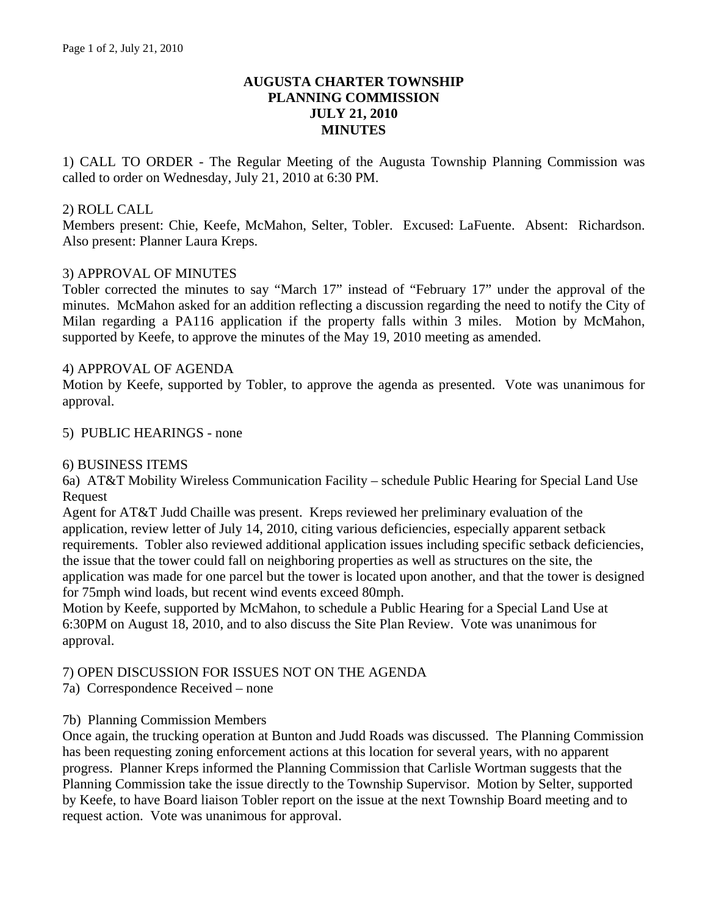# AUGUSTA CHARTER TOWNSHIP
# PLANNING COMMISSION
# JULY 21, 2010
# MINUTES

1) CALL TO ORDER - The Regular Meeting of the Augusta Township Planning Commission was called to order on Wednesday, July 21, 2010 at 6:30 PM.

2) ROLL CALL
Members present: Chie, Keefe, McMahon, Selter, Tobler. Excused: LaFuente. Absent: Richardson. Also present: Planner Laura Kreps.

3) APPROVAL OF MINUTES
Tobler corrected the minutes to say "March 17" instead of "February 17" under the approval of the minutes. McMahon asked for an addition reflecting a discussion regarding the need to notify the City of Milan regarding a PA116 application if the property falls within 3 miles. Motion by McMahon, supported by Keefe, to approve the minutes of the May 19, 2010 meeting as amended.

4) APPROVAL OF AGENDA
Motion by Keefe, supported by Tobler, to approve the agenda as presented. Vote was unanimous for approval.

5) PUBLIC HEARINGS - none

6) BUSINESS ITEMS
6a) AT&T Mobility Wireless Communication Facility – schedule Public Hearing for Special Land Use Request
Agent for AT&T Judd Chaille was present. Kreps reviewed her preliminary evaluation of the application, review letter of July 14, 2010, citing various deficiencies, especially apparent setback requirements. Tobler also reviewed additional application issues including specific setback deficiencies, the issue that the tower could fall on neighboring properties as well as structures on the site, the application was made for one parcel but the tower is located upon another, and that the tower is designed for 75mph wind loads, but recent wind events exceed 80mph.
Motion by Keefe, supported by McMahon, to schedule a Public Hearing for a Special Land Use at 6:30PM on August 18, 2010, and to also discuss the Site Plan Review. Vote was unanimous for approval.

7) OPEN DISCUSSION FOR ISSUES NOT ON THE AGENDA
7a) Correspondence Received – none

7b) Planning Commission Members
Once again, the trucking operation at Bunton and Judd Roads was discussed. The Planning Commission has been requesting zoning enforcement actions at this location for several years, with no apparent progress. Planner Kreps informed the Planning Commission that Carlisle Wortman suggests that the Planning Commission take the issue directly to the Township Supervisor. Motion by Selter, supported by Keefe, to have Board liaison Tobler report on the issue at the next Township Board meeting and to request action. Vote was unanimous for approval.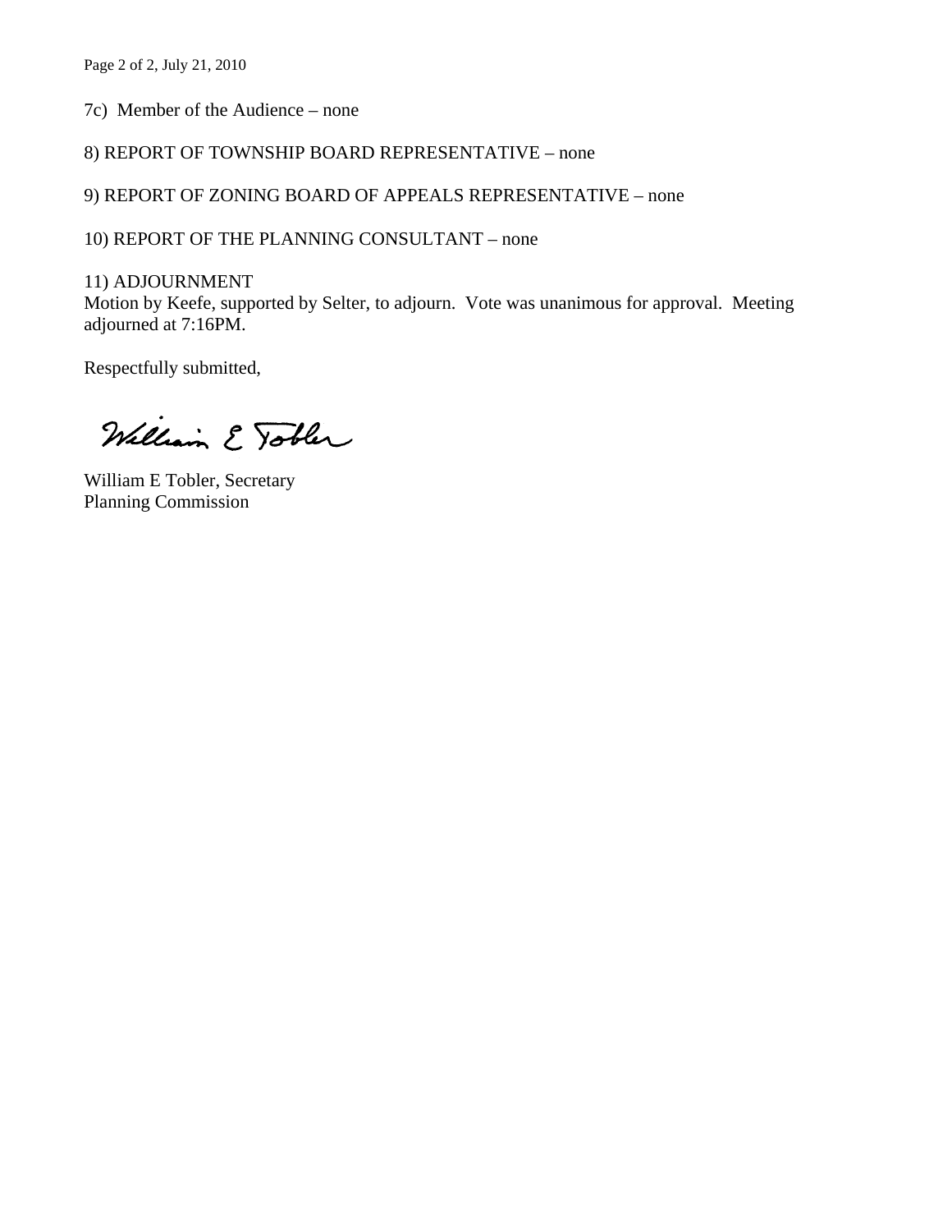7c) Member of the Audience – none

8) REPORT OF TOWNSHIP BOARD REPRESENTATIVE – none

9) REPORT OF ZONING BOARD OF APPEALS REPRESENTATIVE – none

10) REPORT OF THE PLANNING CONSULTANT – none

11) ADJOURNMENT
Motion by Keefe, supported by Selter, to adjourn. Vote was unanimous for approval. Meeting adjourned at 7:16PM.

Respectfully submitted,

William E Tobler

William E Tobler, Secretary
Planning Commission